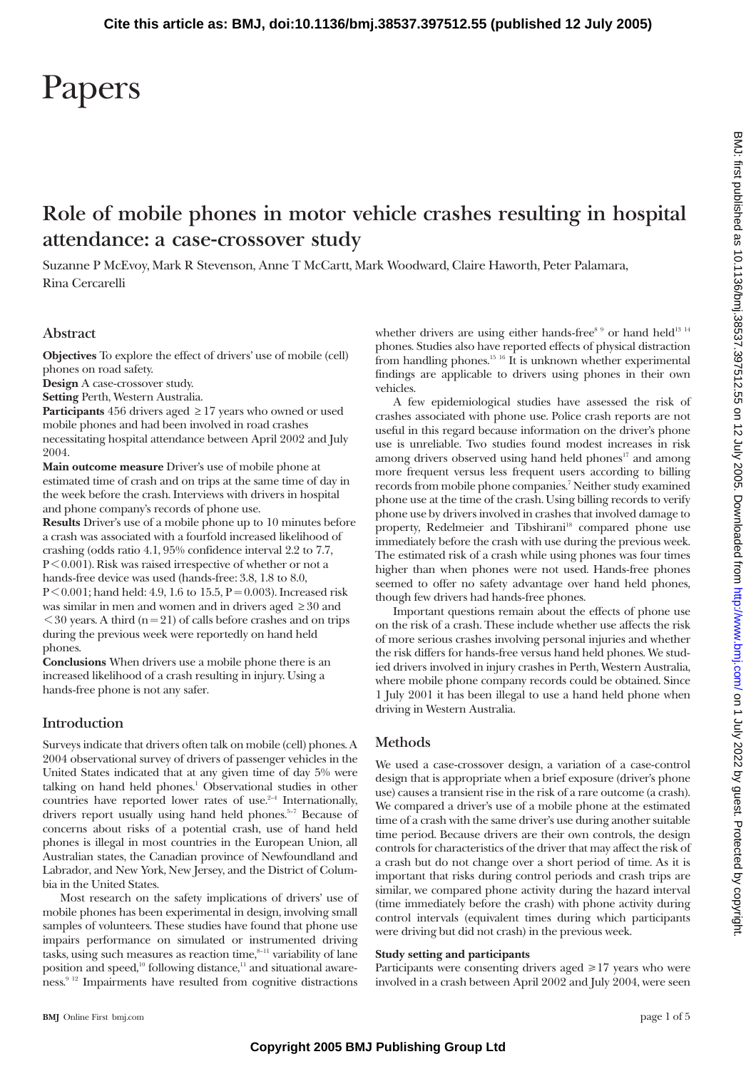# Papers

## Role of mobile phones in motor vehicle crashes resulting in hospital attendance: a case-crossover study

Suzanne P McEvoy, Mark R Stevenson, Anne T McCartt, Mark Woodward, Claire Haworth, Peter Palamara, Rina Cercarelli

### Abstract

**Objectives** To explore the effect of drivers' use of mobile (cell) phones on road safety.

**Design** A case-crossover study.

**Setting** Perth, Western Australia.

**Participants** 456 drivers aged ≥17 years who owned or used mobile phones and had been involved in road crashes necessitating hospital attendance between April 2002 and July 2004.

**Main outcome measure** Driver's use of mobile phone at estimated time of crash and on trips at the same time of day in the week before the crash. Interviews with drivers in hospital and phone company's records of phone use.

**Results** Driver's use of a mobile phone up to 10 minutes before a crash was associated with a fourfold increased likelihood of crashing (odds ratio 4.1, 95% confidence interval 2.2 to 7.7, $P<0.001$). Risk was raised irrespective of whether or not a hands-free device was used (hands-free: 3.8, 1.8 to 8.0, $P<0.001$; hand held: 4.9, 1.6 to 15.5, $P=0.003$). Increased risk was similar in men and women and in drivers aged ≥30 and <30 years. A third ($n=21$) of calls before crashes and on trips during the previous week were reportedly on hand held phones.

**Conclusions** When drivers use a mobile phone there is an increased likelihood of a crash resulting in injury. Using a hands-free phone is not any safer.

### Introduction

Surveys indicate that drivers often talk on mobile (cell) phones. A 2004 observational survey of drivers of passenger vehicles in the United States indicated that at any given time of day 5% were talking on hand held phones.[1] Observational studies in other countries have reported lower rates of use.[2–4] Internationally, drivers report usually using hand held phones.[5–7] Because of concerns about risks of a potential crash, use of hand held phones is illegal in most countries in the European Union, all Australian states, the Canadian province of Newfoundland and Labrador, and New York, New Jersey, and the District of Columbia in the United States.

Most research on the safety implications of drivers' use of mobile phones has been experimental in design, involving small samples of volunteers. These studies have found that phone use impairs performance on simulated or instrumented driving tasks, using such measures as reaction time,[8–11] variability of lane position and speed,[10] following distance,[11] and situational awareness.[9 12] Impairments have resulted from cognitive distractions whether drivers are using either hands-free[8 9] or hand held[13 14] phones. Studies also have reported effects of physical distraction from handling phones.[15 16] It is unknown whether experimental findings are applicable to drivers using phones in their own vehicles.

A few epidemiological studies have assessed the risk of crashes associated with phone use. Police crash reports are not useful in this regard because information on the driver's phone use is unreliable. Two studies found modest increases in risk among drivers observed using hand held phones[17] and among more frequent versus less frequent users according to billing records from mobile phone companies.[7] Neither study examined phone use at the time of the crash. Using billing records to verify phone use by drivers involved in crashes that involved damage to property, Redelmeier and Tibshirani[18] compared phone use immediately before the crash with use during the previous week. The estimated risk of a crash while using phones was four times higher than when phones were not used. Hands-free phones seemed to offer no safety advantage over hand held phones, though few drivers had hands-free phones.

Important questions remain about the effects of phone use on the risk of a crash. These include whether use affects the risk of more serious crashes involving personal injuries and whether the risk differs for hands-free versus hand held phones. We studied drivers involved in injury crashes in Perth, Western Australia, where mobile phone company records could be obtained. Since 1 July 2001 it has been illegal to use a hand held phone when driving in Western Australia.

### Methods

We used a case-crossover design, a variation of a case-control design that is appropriate when a brief exposure (driver's phone use) causes a transient rise in the risk of a rare outcome (a crash). We compared a driver's use of a mobile phone at the estimated time of a crash with the same driver's use during another suitable time period. Because drivers are their own controls, the design controls for characteristics of the driver that may affect the risk of a crash but do not change over a short period of time. As it is important that risks during control periods and crash trips are similar, we compared phone activity during the hazard interval (time immediately before the crash) with phone activity during control intervals (equivalent times during which participants were driving but did not crash) in the previous week.

#### Study setting and participants

Participants were consenting drivers aged ≥17 years who were involved in a crash between April 2002 and July 2004, were seen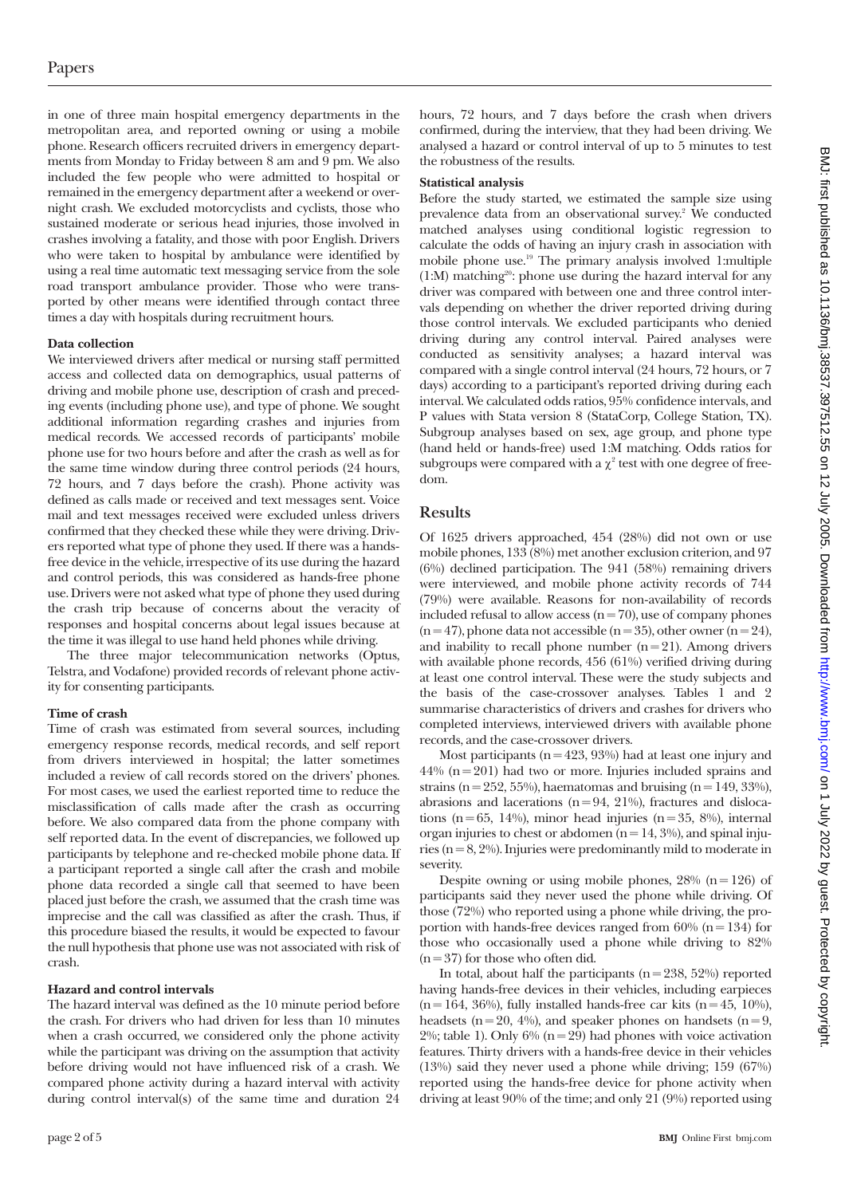in one of three main hospital emergency departments in the metropolitan area, and reported owning or using a mobile phone. Research officers recruited drivers in emergency departments from Monday to Friday between 8 am and 9 pm. We also included the few people who were admitted to hospital or remained in the emergency department after a weekend or overnight crash. We excluded motorcyclists and cyclists, those who sustained moderate or serious head injuries, those involved in crashes involving a fatality, and those with poor English. Drivers who were taken to hospital by ambulance were identified by using a real time automatic text messaging service from the sole road transport ambulance provider. Those who were transported by other means were identified through contact three times a day with hospitals during recruitment hours.

### Data collection

We interviewed drivers after medical or nursing staff permitted access and collected data on demographics, usual patterns of driving and mobile phone use, description of crash and preceding events (including phone use), and type of phone. We sought additional information regarding crashes and injuries from medical records. We accessed records of participants' mobile phone use for two hours before and after the crash as well as for the same time window during three control periods (24 hours, 72 hours, and 7 days before the crash). Phone activity was defined as calls made or received and text messages sent. Voice mail and text messages received were excluded unless drivers confirmed that they checked these while they were driving. Drivers reported what type of phone they used. If there was a hands-free device in the vehicle, irrespective of its use during the hazard and control periods, this was considered as hands-free phone use. Drivers were not asked what type of phone they used during the crash trip because of concerns about the veracity of responses and hospital concerns about legal issues because at the time it was illegal to use hand held phones while driving.

The three major telecommunication networks (Optus, Telstra, and Vodafone) provided records of relevant phone activity for consenting participants.

### Time of crash

Time of crash was estimated from several sources, including emergency response records, medical records, and self report from drivers interviewed in hospital; the latter sometimes included a review of call records stored on the drivers' phones. For most cases, we used the earliest reported time to reduce the misclassification of calls made after the crash as occurring before. We also compared data from the phone company with self reported data. In the event of discrepancies, we followed up participants by telephone and re-checked mobile phone data. If a participant reported a single call after the crash and mobile phone data recorded a single call that seemed to have been placed just before the crash, we assumed that the crash time was imprecise and the call was classified as after the crash. Thus, if this procedure biased the results, it would be expected to favour the null hypothesis that phone use was not associated with risk of crash.

### Hazard and control intervals

The hazard interval was defined as the 10 minute period before the crash. For drivers who had driven for less than 10 minutes when a crash occurred, we considered only the phone activity while the participant was driving on the assumption that activity before driving would not have influenced risk of a crash. We compared phone activity during a hazard interval with activity during control interval(s) of the same time and duration 24 hours, 72 hours, and 7 days before the crash when drivers confirmed, during the interview, that they had been driving. We analysed a hazard or control interval of up to 5 minutes to test the robustness of the results.

### Statistical analysis

Before the study started, we estimated the sample size using prevalence data from an observational survey.[2] We conducted matched analyses using conditional logistic regression to calculate the odds of having an injury crash in association with mobile phone use.[19] The primary analysis involved 1:multiple (1:M) matching[20]: phone use during the hazard interval for any driver was compared with between one and three control intervals depending on whether the driver reported driving during those control intervals. We excluded participants who denied driving during any control interval. Paired analyses were conducted as sensitivity analyses; a hazard interval was compared with a single control interval (24 hours, 72 hours, or 7 days) according to a participant's reported driving during each interval. We calculated odds ratios, 95% confidence intervals, and P values with Stata version 8 (StataCorp, College Station, TX). Subgroup analyses based on sex, age group, and phone type (hand held or hands-free) used 1:M matching. Odds ratios for subgroups were compared with a $\chi^2$ test with one degree of freedom.

## Results

Of 1625 drivers approached, 454 (28%) did not own or use mobile phones, 133 (8%) met another exclusion criterion, and 97 (6%) declined participation. The 941 (58%) remaining drivers were interviewed, and mobile phone activity records of 744 (79%) were available. Reasons for non-availability of records included refusal to allow access (n = 70), use of company phones (n = 47), phone data not accessible (n = 35), other owner (n = 24), and inability to recall phone number (n = 21). Among drivers with available phone records, 456 (61%) verified driving during at least one control interval. These were the study subjects and the basis of the case-crossover analyses. Tables 1 and 2 summarise characteristics of drivers and crashes for drivers who completed interviews, interviewed drivers with available phone records, and the case-crossover drivers.

Most participants (n = 423, 93%) had at least one injury and 44% (n = 201) had two or more. Injuries included sprains and strains (n = 252, 55%), haematomas and bruising (n = 149, 33%), abrasions and lacerations (n = 94, 21%), fractures and dislocations (n = 65, 14%), minor head injuries (n = 35, 8%), internal organ injuries to chest or abdomen (n = 14, 3%), and spinal injuries (n = 8, 2%). Injuries were predominantly mild to moderate in severity.

Despite owning or using mobile phones, 28% (n = 126) of participants said they never used the phone while driving. Of those (72%) who reported using a phone while driving, the proportion with hands-free devices ranged from 60% (n = 134) for those who occasionally used a phone while driving to 82% (n = 37) for those who often did.

In total, about half the participants (n = 238, 52%) reported having hands-free devices in their vehicles, including earpieces (n = 164, 36%), fully installed hands-free car kits (n = 45, 10%), headsets (n = 20, 4%), and speaker phones on handsets (n = 9, 2%; table 1). Only 6% (n = 29) had phones with voice activation features. Thirty drivers with a hands-free device in their vehicles (13%) said they never used a phone while driving; 159 (67%) reported using the hands-free device for phone activity when driving at least 90% of the time; and only 21 (9%) reported using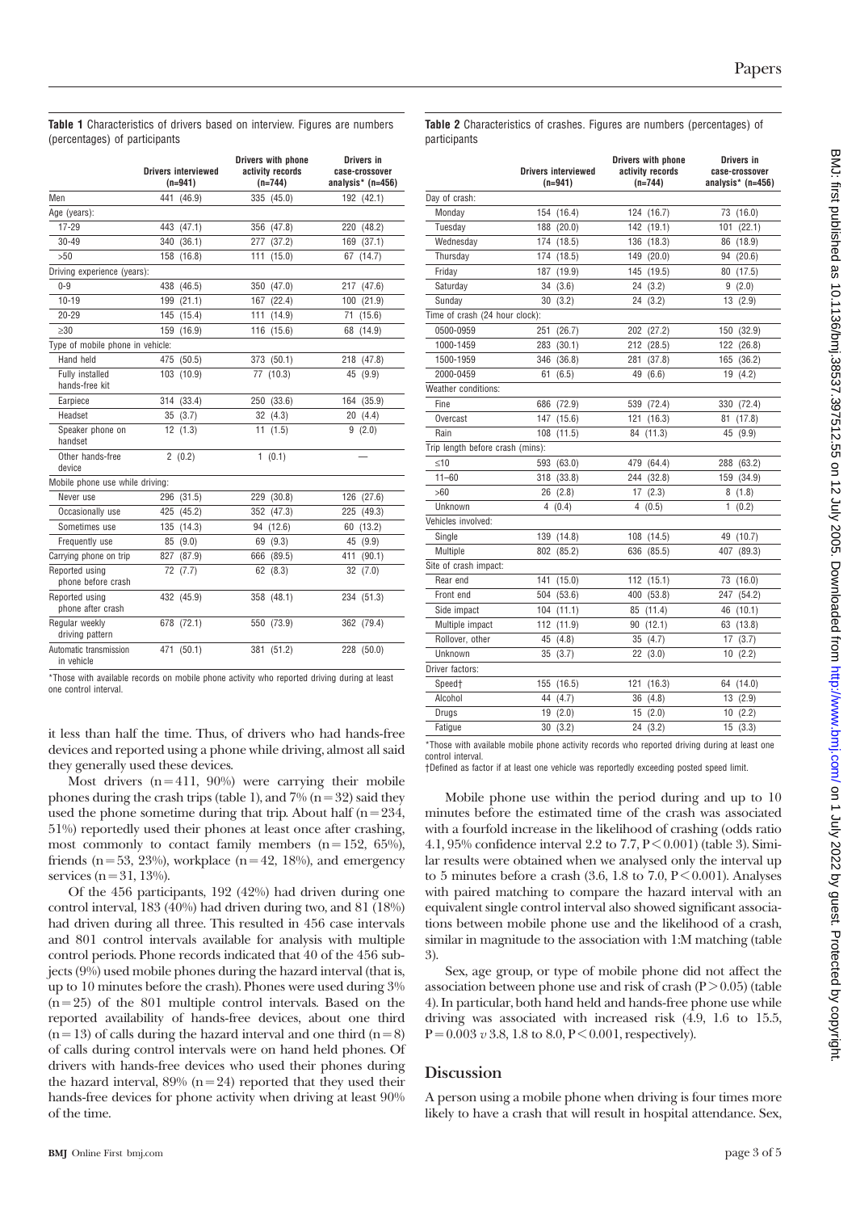**Table 1** Characteristics of drivers based on interview. Figures are numbers (percentages) of participants

| | Drivers interviewed (n=941) | Drivers with phone activity records (n=744) | Drivers in case-crossover analysis* (n=456) |
|---|---|---|---|
| Men | 441 (46.9) | 335 (45.0) | 192 (42.1) |
| Age (years): | | | |
| 17-29 | 443 (47.1) | 356 (47.8) | 220 (48.2) |
| 30-49 | 340 (36.1) | 277 (37.2) | 169 (37.1) |
| >50 | 158 (16.8) | 111 (15.0) | 67 (14.7) |
| Driving experience (years): | | | |
| 0-9 | 438 (46.5) | 350 (47.0) | 217 (47.6) |
| 10-19 | 199 (21.1) | 167 (22.4) | 100 (21.9) |
| 20-29 | 145 (15.4) | 111 (14.9) | 71 (15.6) |
| ≥30 | 159 (16.9) | 116 (15.6) | 68 (14.9) |
| Type of mobile phone in vehicle: | | | |
| Hand held | 475 (50.5) | 373 (50.1) | 218 (47.8) |
| Fully installed hands-free kit | 103 (10.9) | 77 (10.3) | 45 (9.9) |
| Earpiece | 314 (33.4) | 250 (33.6) | 164 (35.9) |
| Headset | 35 (3.7) | 32 (4.3) | 20 (4.4) |
| Speaker phone on handset | 12 (1.3) | 11 (1.5) | 9 (2.0) |
| Other hands-free device | 2 (0.2) | 1 (0.1) | — |
| Mobile phone use while driving: | | | |
| Never use | 296 (31.5) | 229 (30.8) | 126 (27.6) |
| Occasionally use | 425 (45.2) | 352 (47.3) | 225 (49.3) |
| Sometimes use | 135 (14.3) | 94 (12.6) | 60 (13.2) |
| Frequently use | 85 (9.0) | 69 (9.3) | 45 (9.9) |
| Carrying phone on trip | 827 (87.9) | 666 (89.5) | 411 (90.1) |
| Reported using phone before crash | 72 (7.7) | 62 (8.3) | 32 (7.0) |
| Reported using phone after crash | 432 (45.9) | 358 (48.1) | 234 (51.3) |
| Regular weekly driving pattern | 678 (72.1) | 550 (73.9) | 362 (79.4) |
| Automatic transmission in vehicle | 471 (50.1) | 381 (51.2) | 228 (50.0) |

*Those with available records on mobile phone activity who reported driving during at least one control interval.

it less than half the time. Thus, of drivers who had hands-free devices and reported using a phone while driving, almost all said they generally used these devices.

Most drivers (n=411, 90%) were carrying their mobile phones during the crash trips (table 1), and 7% (n=32) said they used the phone sometime during that trip. About half (n=234, 51%) reportedly used their phones at least once after crashing, most commonly to contact family members (n=152, 65%), friends (n=53, 23%), workplace (n=42, 18%), and emergency services (n=31, 13%).

Of the 456 participants, 192 (42%) had driven during one control interval, 183 (40%) had driven during two, and 81 (18%) had driven during all three. This resulted in 456 case intervals and 801 control intervals available for analysis with multiple control periods. Phone records indicated that 40 of the 456 subjects (9%) used mobile phones during the hazard interval (that is, up to 10 minutes before the crash). Phones were used during 3% (n=25) of the 801 multiple control intervals. Based on the reported availability of hands-free devices, about one third (n=13) of calls during the hazard interval and one third (n=8) of calls during control intervals were on hand held phones. Of drivers with hands-free devices who used their phones during the hazard interval, 89% (n=24) reported that they used their hands-free devices for phone activity when driving at least 90% of the time.

**Table 2** Characteristics of crashes. Figures are numbers (percentages) of participants

| | Drivers interviewed (n=941) | Drivers with phone activity records (n=744) | Drivers in case-crossover analysis* (n=456) |
|---|---|---|---|
| Day of crash: | | | |
| Monday | 154 (16.4) | 124 (16.7) | 73 (16.0) |
| Tuesday | 188 (20.0) | 142 (19.1) | 101 (22.1) |
| Wednesday | 174 (18.5) | 136 (18.3) | 86 (18.9) |
| Thursday | 174 (18.5) | 149 (20.0) | 94 (20.6) |
| Friday | 187 (19.9) | 145 (19.5) | 80 (17.5) |
| Saturday | 34 (3.6) | 24 (3.2) | 9 (2.0) |
| Sunday | 30 (3.2) | 24 (3.2) | 13 (2.9) |
| Time of crash (24 hour clock): | | | |
| 0500-0959 | 251 (26.7) | 202 (27.2) | 150 (32.9) |
| 1000-1459 | 283 (30.1) | 212 (28.5) | 122 (26.8) |
| 1500-1959 | 346 (36.8) | 281 (37.8) | 165 (36.2) |
| 2000-0459 | 61 (6.5) | 49 (6.6) | 19 (4.2) |
| Weather conditions: | | | |
| Fine | 686 (72.9) | 539 (72.4) | 330 (72.4) |
| Overcast | 147 (15.6) | 121 (16.3) | 81 (17.8) |
| Rain | 108 (11.5) | 84 (11.3) | 45 (9.9) |
| Trip length before crash (mins): | | | |
| ≤10 | 593 (63.0) | 479 (64.4) | 288 (63.2) |
| 11–60 | 318 (33.8) | 244 (32.8) | 159 (34.9) |
| >60 | 26 (2.8) | 17 (2.3) | 8 (1.8) |
| Unknown | 4 (0.4) | 4 (0.5) | 1 (0.2) |
| Vehicles involved: | | | |
| Single | 139 (14.8) | 108 (14.5) | 49 (10.7) |
| Multiple | 802 (85.2) | 636 (85.5) | 407 (89.3) |
| Site of crash impact: | | | |
| Rear end | 141 (15.0) | 112 (15.1) | 73 (16.0) |
| Front end | 504 (53.6) | 400 (53.8) | 247 (54.2) |
| Side impact | 104 (11.1) | 85 (11.4) | 46 (10.1) |
| Multiple impact | 112 (11.9) | 90 (12.1) | 63 (13.8) |
| Rollover, other | 45 (4.8) | 35 (4.7) | 17 (3.7) |
| Unknown | 35 (3.7) | 22 (3.0) | 10 (2.2) |
| Driver factors: | | | |
| Speed† | 155 (16.5) | 121 (16.3) | 64 (14.0) |
| Alcohol | 44 (4.7) | 36 (4.8) | 13 (2.9) |
| Drugs | 19 (2.0) | 15 (2.0) | 10 (2.2) |
| Fatigue | 30 (3.2) | 24 (3.2) | 15 (3.3) |

*Those with available mobile phone activity records who reported driving during at least one control interval.
†Defined as factor if at least one vehicle was reportedly exceeding posted speed limit.

Mobile phone use within the period during and up to 10 minutes before the estimated time of the crash was associated with a fourfold increase in the likelihood of crashing (odds ratio 4.1, 95% confidence interval 2.2 to 7.7, $P<0.001$) (table 3). Similar results were obtained when we analysed only the interval up to 5 minutes before a crash (3.6, 1.8 to 7.0, $P<0.001$). Analyses with paired matching to compare the hazard interval with an equivalent single control interval also showed significant associations between mobile phone use and the likelihood of a crash, similar in magnitude to the association with 1:M matching (table 3).

Sex, age group, or type of mobile phone did not affect the association between phone use and risk of crash ($P>0.05$) (table 4). In particular, both hand held and hands-free phone use while driving was associated with increased risk (4.9, 1.6 to 15.5, $P=0.003$ *v* 3.8, 1.8 to 8.0, $P<0.001$, respectively).

## Discussion

A person using a mobile phone when driving is four times more likely to have a crash that will result in hospital attendance. Sex,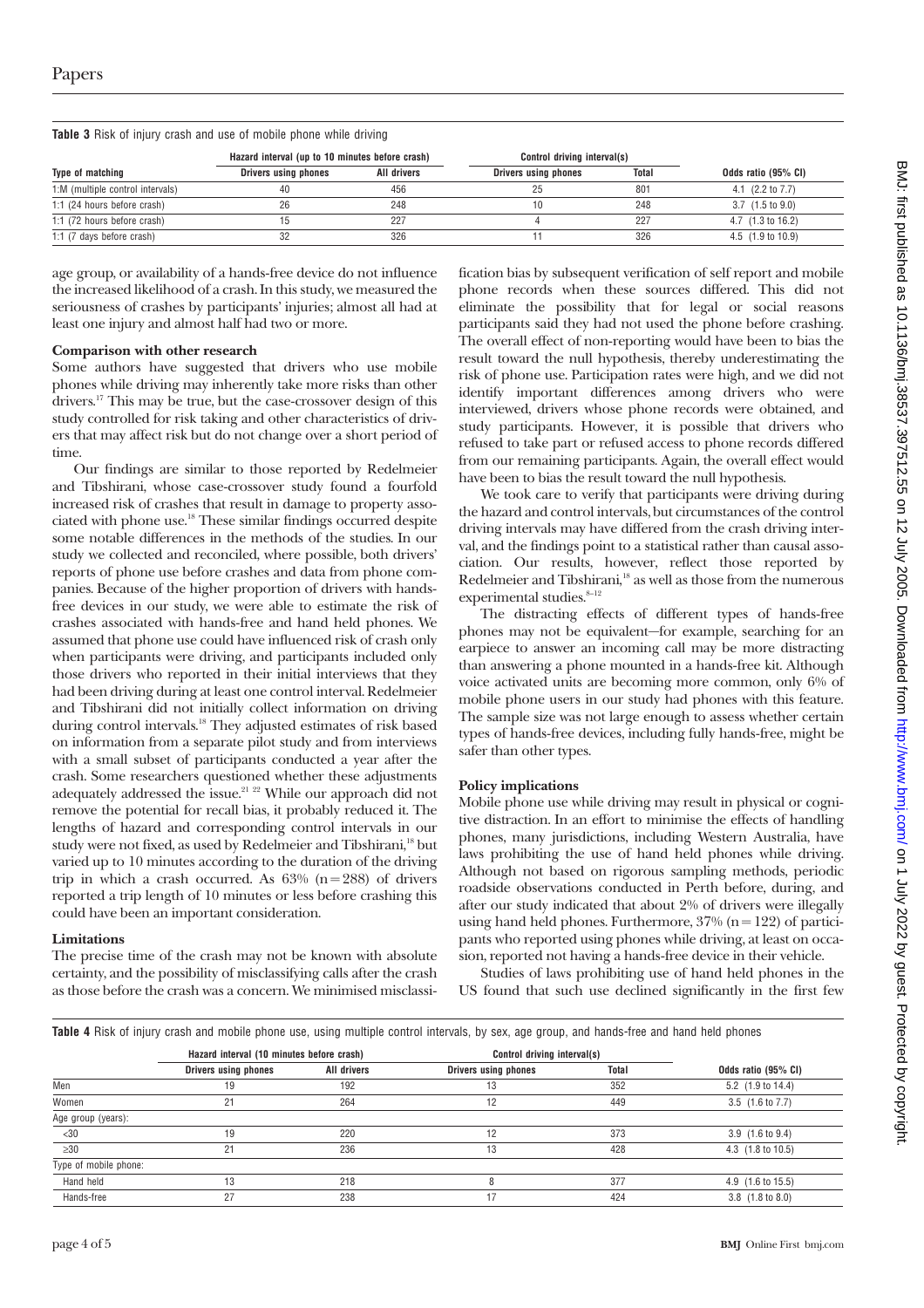**Table 3** Risk of injury crash and use of mobile phone while driving

| Type of matching | Hazard interval (up to 10 minutes before crash) | | Control driving interval(s) | | Odds ratio (95% CI) |
|---|---|---|---|---|---|
| | Drivers using phones | All drivers | Drivers using phones | Total | |
| 1:M (multiple control intervals) | 40 | 456 | 25 | 801 | 4.1 (2.2 to 7.7) |
| 1:1 (24 hours before crash) | 26 | 248 | 10 | 248 | 3.7 (1.5 to 9.0) |
| 1:1 (72 hours before crash) | 15 | 227 | 4 | 227 | 4.7 (1.3 to 16.2) |
| 1:1 (7 days before crash) | 32 | 326 | 11 | 326 | 4.5 (1.9 to 10.9) |

age group, or availability of a hands-free device do not influence the increased likelihood of a crash. In this study, we measured the seriousness of crashes by participants' injuries; almost all had at least one injury and almost half had two or more.

### Comparison with other research

Some authors have suggested that drivers who use mobile phones while driving may inherently take more risks than other drivers.[17] This may be true, but the case-crossover design of this study controlled for risk taking and other characteristics of drivers that may affect risk but do not change over a short period of time.

Our findings are similar to those reported by Redelmeier and Tibshirani, whose case-crossover study found a fourfold increased risk of crashes that result in damage to property associated with phone use.[18] These similar findings occurred despite some notable differences in the methods of the studies. In our study we collected and reconciled, where possible, both drivers' reports of phone use before crashes and data from phone companies. Because of the higher proportion of drivers with hands-free devices in our study, we were able to estimate the risk of crashes associated with hands-free and hand held phones. We assumed that phone use could have influenced risk of crash only when participants were driving, and participants included only those drivers who reported in their initial interviews that they had been driving during at least one control interval. Redelmeier and Tibshirani did not initially collect information on driving during control intervals.[18] They adjusted estimates of risk based on information from a separate pilot study and from interviews with a small subset of participants conducted a year after the crash. Some researchers questioned whether these adjustments adequately addressed the issue.[21 22] While our approach did not remove the potential for recall bias, it probably reduced it. The lengths of hazard and corresponding control intervals in our study were not fixed, as used by Redelmeier and Tibshirani,[18] but varied up to 10 minutes according to the duration of the driving trip in which a crash occurred. As 63% (n = 288) of drivers reported a trip length of 10 minutes or less before crashing this could have been an important consideration.

### Limitations

The precise time of the crash may not be known with absolute certainty, and the possibility of misclassifying calls after the crash as those before the crash was a concern. We minimised misclassification bias by subsequent verification of self report and mobile phone records when these sources differed. This did not eliminate the possibility that for legal or social reasons participants said they had not used the phone before crashing. The overall effect of non-reporting would have been to bias the result toward the null hypothesis, thereby underestimating the risk of phone use. Participation rates were high, and we did not identify important differences among drivers who were interviewed, drivers whose phone records were obtained, and study participants. However, it is possible that drivers who refused to take part or refused access to phone records differed from our remaining participants. Again, the overall effect would have been to bias the result toward the null hypothesis.

We took care to verify that participants were driving during the hazard and control intervals, but circumstances of the control driving intervals may have differed from the crash driving interval, and the findings point to a statistical rather than causal association. Our results, however, reflect those reported by Redelmeier and Tibshirani,[18] as well as those from the numerous experimental studies.[8–12]

The distracting effects of different types of hands-free phones may not be equivalent—for example, searching for an earpiece to answer an incoming call may be more distracting than answering a phone mounted in a hands-free kit. Although voice activated units are becoming more common, only 6% of mobile phone users in our study had phones with this feature. The sample size was not large enough to assess whether certain types of hands-free devices, including fully hands-free, might be safer than other types.

### Policy implications

Mobile phone use while driving may result in physical or cognitive distraction. In an effort to minimise the effects of handling phones, many jurisdictions, including Western Australia, have laws prohibiting the use of hand held phones while driving. Although not based on rigorous sampling methods, periodic roadside observations conducted in Perth before, during, and after our study indicated that about 2% of drivers were illegally using hand held phones. Furthermore, 37% (n = 122) of participants who reported using phones while driving, at least on occasion, reported not having a hands-free device in their vehicle.

Studies of laws prohibiting use of hand held phones in the US found that such use declined significantly in the first few

**Table 4** Risk of injury crash and mobile phone use, using multiple control intervals, by sex, age group, and hands-free and hand held phones

| | Hazard interval (10 minutes before crash) | | Control driving interval(s) | | Odds ratio (95% CI) |
|---|---|---|---|---|---|
| | Drivers using phones | All drivers | Drivers using phones | Total | |
| Men | 19 | 192 | 13 | 352 | 5.2 (1.9 to 14.4) |
| Women | 21 | 264 | 12 | 449 | 3.5 (1.6 to 7.7) |
| Age group (years): | | | | | |
| <30 | 19 | 220 | 12 | 373 | 3.9 (1.6 to 9.4) |
| ≥30 | 21 | 236 | 13 | 428 | 4.3 (1.8 to 10.5) |
| Type of mobile phone: | | | | | |
| Hand held | 13 | 218 | 8 | 377 | 4.9 (1.6 to 15.5) |
| Hands-free | 27 | 238 | 17 | 424 | 3.8 (1.8 to 8.0) |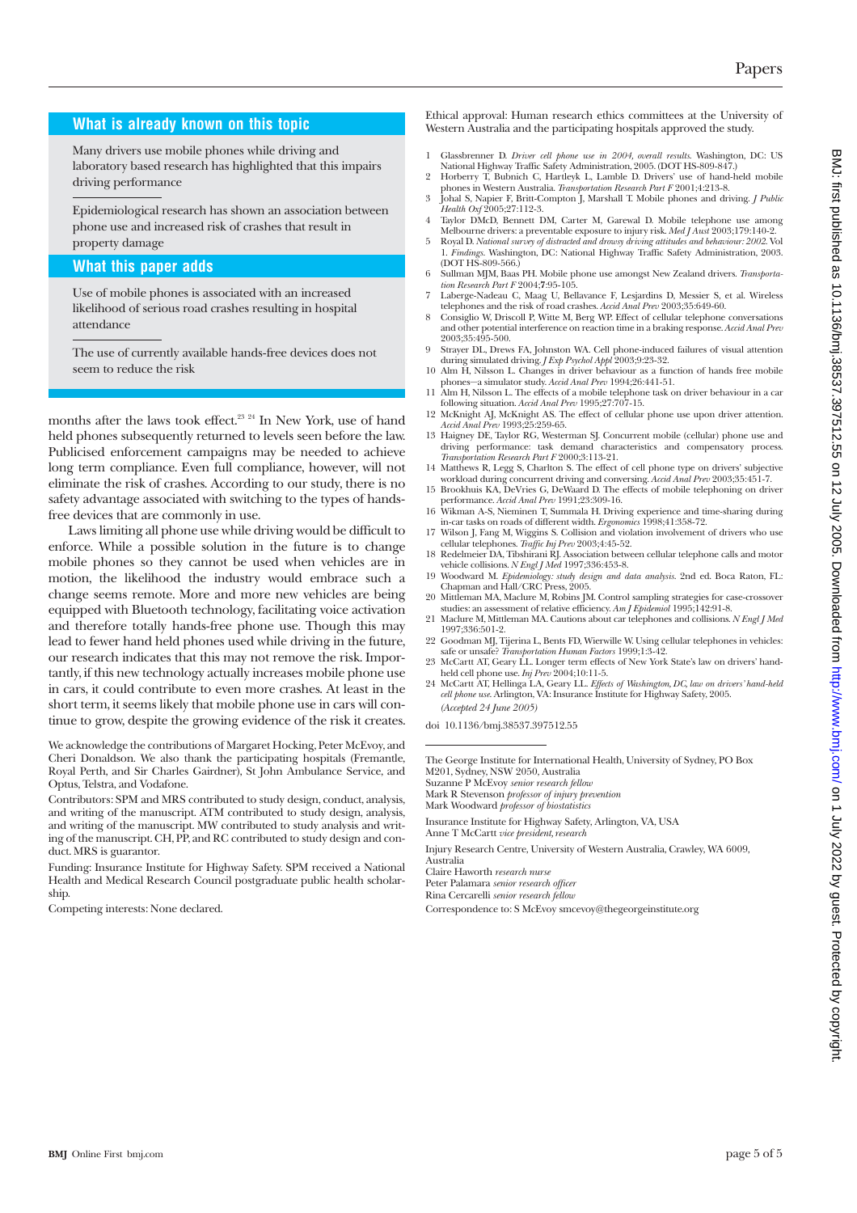## What is already known on this topic

Many drivers use mobile phones while driving and laboratory based research has highlighted that this impairs driving performance

Epidemiological research has shown an association between phone use and increased risk of crashes that result in property damage

## What this paper adds

Use of mobile phones is associated with an increased likelihood of serious road crashes resulting in hospital attendance

The use of currently available hands-free devices does not seem to reduce the risk

months after the laws took effect.[23 24] In New York, use of hand held phones subsequently returned to levels seen before the law. Publicised enforcement campaigns may be needed to achieve long term compliance. Even full compliance, however, will not eliminate the risk of crashes. According to our study, there is no safety advantage associated with switching to the types of hands-free devices that are commonly in use.

Laws limiting all phone use while driving would be difficult to enforce. While a possible solution in the future is to change mobile phones so they cannot be used when vehicles are in motion, the likelihood the industry would embrace such a change seems remote. More and more new vehicles are being equipped with Bluetooth technology, facilitating voice activation and therefore totally hands-free phone use. Though this may lead to fewer hand held phones used while driving in the future, our research indicates that this may not remove the risk. Importantly, if this new technology actually increases mobile phone use in cars, it could contribute to even more crashes. At least in the short term, it seems likely that mobile phone use in cars will continue to grow, despite the growing evidence of the risk it creates.

We acknowledge the contributions of Margaret Hocking, Peter McEvoy, and Cheri Donaldson. We also thank the participating hospitals (Fremantle, Royal Perth, and Sir Charles Gairdner), St John Ambulance Service, and Optus, Telstra, and Vodafone.

Contributors: SPM and MRS contributed to study design, conduct, analysis, and writing of the manuscript. ATM contributed to study design, analysis, and writing of the manuscript. MW contributed to study analysis and writing of the manuscript. CH, PP, and RC contributed to study design and conduct. MRS is guarantor.

Funding: Insurance Institute for Highway Safety. SPM received a National Health and Medical Research Council postgraduate public health scholarship.

Competing interests: None declared.

Ethical approval: Human research ethics committees at the University of Western Australia and the participating hospitals approved the study.

1. Glassbrenner D. *Driver cell phone use in 2004, overall results.* Washington, DC: US National Highway Traffic Safety Administration, 2005. (DOT HS-809-847.)
2. Horberry T, Bubnich C, Hartleyk L, Lamble D. Drivers' use of hand-held mobile phones in Western Australia. *Transportation Research Part F* 2001;4:213-8.
3. Johal S, Napier F, Britt-Compton J, Marshall T. Mobile phones and driving. *J Public Health Oxf* 2005;27:112-3.
4. Taylor DMcD, Bennett DM, Carter M, Garewal D. Mobile telephone use among Melbourne drivers: a preventable exposure to injury risk. *Med J Aust* 2003;179:140-2.
5. Royal D. *National survey of distracted and drowsy driving attitudes and behaviour: 2002.* Vol 1. *Findings.* Washington, DC: National Highway Traffic Safety Administration, 2003. (DOT HS-809-566.)
6. Sullman MJM, Baas PH. Mobile phone use amongst New Zealand drivers. *Transportation Research Part F* 2004;7:95-105.
7. Laberge-Nadeau C, Maag U, Bellavance F, Lesjardins D, Messier S, et al. Wireless telephones and the risk of road crashes. *Accid Anal Prev* 2003;35:649-60.
8. Consiglio W, Driscoll P, Witte M, Berg WP. Effect of cellular telephone conversations and other potential interference on reaction time in a braking response. *Accid Anal Prev* 2003;35:495-500.
9. Strayer DL, Drews FA, Johnston WA. Cell phone-induced failures of visual attention during simulated driving. *J Exp Psychol Appl* 2003;9:23-32.
10. Alm H, Nilsson L. Changes in driver behaviour as a function of hands free mobile phones—a simulator study. *Accid Anal Prev* 1994;26:441-51.
11. Alm H, Nilsson L. The effects of a mobile telephone task on driver behaviour in a car following situation. *Accid Anal Prev* 1995;27:707-15.
12. McKnight AJ, McKnight AS. The effect of cellular phone use upon driver attention. *Accid Anal Prev* 1993;25:259-65.
13. Haigney DE, Taylor RG, Westerman SJ. Concurrent mobile (cellular) phone use and driving performance: task demand characteristics and compensatory process. *Transportation Research Part F* 2000;3:113-21.
14. Matthews R, Legg S, Charlton S. The effect of cell phone type on drivers' subjective workload during concurrent driving and conversing. *Accid Anal Prev* 2003;35:451-7.
15. Brookhuis KA, DeVries G, DeWaard D. The effects of mobile telephoning on driver performance. *Accid Anal Prev* 1991;23:309-16.
16. Wikman A-S, Nieminen T, Summala H. Driving experience and time-sharing during in-car tasks on roads of different width. *Ergonomics* 1998;41:358-72.
17. Wilson J, Fang M, Wiggins S. Collision and violation involvement of drivers who use cellular telephones. *Traffic Inj Prev* 2003;4:45-52.
18. Redelmeier DA, Tibshirani RJ. Association between cellular telephone calls and motor vehicle collisions. *N Engl J Med* 1997;336:453-8.
19. Woodward M. *Epidemiology: study design and data analysis.* 2nd ed. Boca Raton, FL: Chapman and Hall/CRC Press, 2005.
20. Mittleman MA, Maclure M, Robins JM. Control sampling strategies for case-crossover studies: an assessment of relative efficiency. *Am J Epidemiol* 1995;142:91-8.
21. Maclure M, Mittleman MA. Cautions about car telephones and collisions. *N Engl J Med* 1997;336:501-2.
22. Goodman MJ, Tijerina L, Bents FD, Wierwille W. Using cellular telephones in vehicles: safe or unsafe? *Transportation Human Factors* 1999;1:3-42.
23. McCartt AT, Geary LL. Longer term effects of New York State's law on drivers' hand-held cell phone use. *Inj Prev* 2004;10:11-5.
24. McCartt AT, Hellinga LA, Geary LL. *Effects of Washington, DC, law on drivers' hand-held cell phone use.* Arlington, VA: Insurance Institute for Highway Safety, 2005.

*(Accepted 24 June 2005)*

doi 10.1136/bmj.38537.397512.55

The George Institute for International Health, University of Sydney, PO Box M201, Sydney, NSW 2050, Australia
Suzanne P McEvoy *senior research fellow*
Mark R Stevenson *professor of injury prevention*
Mark Woodward *professor of biostatistics*

Insurance Institute for Highway Safety, Arlington, VA, USA
Anne T McCartt *vice president, research*

Injury Research Centre, University of Western Australia, Crawley, WA 6009, Australia
Claire Haworth *research nurse*
Peter Palamara *senior research officer*
Rina Cercarelli *senior research fellow*

Correspondence to: S McEvoy smcevoy@thegeorgeinstitute.org